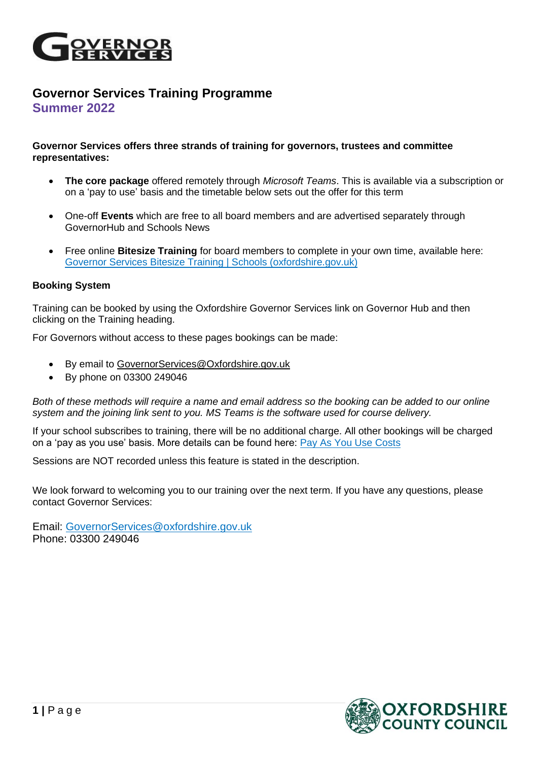# Governor Services Training Programme

## Summer 2022

**Governor Services offers three strands of training for governors, trustees and committee representatives:**

- **The core package** offered remotely through *Microsoft Teams*. This is available via a subscription or on a 'pay to use' basis and the timetable below sets out the offer for this term
- One-off **Events** which are free to all board members and are advertised separately through GovernorHub and Schools News
- Free online **Bitesize Training** for board members to complete in your own time, available here: [Governor Services Bitesize Training | Schools (oxfordshire.gov.uk)]()

**Booking System**

Training can be booked by using the Oxfordshire Governor Services link on Governor Hub and then clicking on the Training heading.

For Governors without access to these pages bookings can be made:

- By email to GovernorServices@Oxfordshire.gov.uk
- By phone on 03300 249046

*Both of these methods will require a name and email address so the booking can be added to our online system and the joining link sent to you. MS Teams is the software used for course delivery.*

If your school subscribes to training, there will be no additional charge. All other bookings will be charged on a 'pay as you use' basis. More details can be found here: [Pay As You Use Costs]()

Sessions are NOT recorded unless this feature is stated in the description.

We look forward to welcoming you to our training over the next term. If you have any questions, please contact Governor Services:

Email: GovernorServices@oxfordshire.gov.uk
Phone: 03300 249046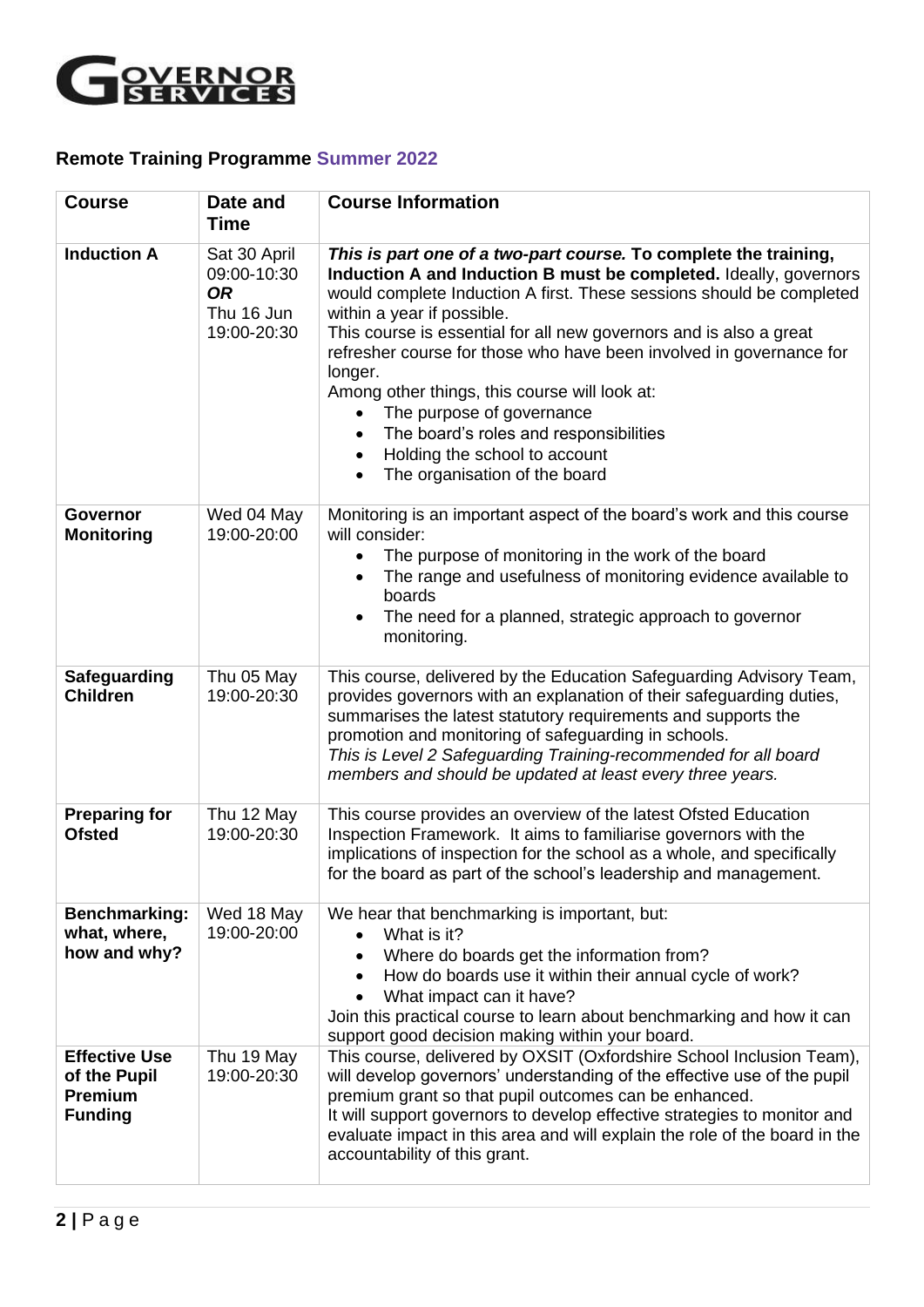GOVERNOR SERVICES

## Remote Training Programme Summer 2022

| Course | Date and Time | Course Information |
|---|---|---|
| **Induction A** | Sat 30 April 09:00-10:30 ***OR*** Thu 16 Jun 19:00-20:30 | ***This is part one of a two-part course.* To complete the training, Induction A and Induction B must be completed.** Ideally, governors would complete Induction A first. These sessions should be completed within a year if possible. This course is essential for all new governors and is also a great refresher course for those who have been involved in governance for longer. Among other things, this course will look at: <br>• The purpose of governance <br>• The board's roles and responsibilities <br>• Holding the school to account <br>• The organisation of the board |
| **Governor Monitoring** | Wed 04 May 19:00-20:00 | Monitoring is an important aspect of the board's work and this course will consider: <br>• The purpose of monitoring in the work of the board <br>• The range and usefulness of monitoring evidence available to boards <br>• The need for a planned, strategic approach to governor monitoring. |
| **Safeguarding Children** | Thu 05 May 19:00-20:30 | This course, delivered by the Education Safeguarding Advisory Team, provides governors with an explanation of their safeguarding duties, summarises the latest statutory requirements and supports the promotion and monitoring of safeguarding in schools. *This is Level 2 Safeguarding Training-recommended for all board members and should be updated at least every three years.* |
| **Preparing for Ofsted** | Thu 12 May 19:00-20:30 | This course provides an overview of the latest Ofsted Education Inspection Framework. It aims to familiarise governors with the implications of inspection for the school as a whole, and specifically for the board as part of the school's leadership and management. |
| **Benchmarking: what, where, how and why?** | Wed 18 May 19:00-20:00 | We hear that benchmarking is important, but: <br>• What is it? <br>• Where do boards get the information from? <br>• How do boards use it within their annual cycle of work? <br>• What impact can it have? <br>Join this practical course to learn about benchmarking and how it can support good decision making within your board. |
| **Effective Use of the Pupil Premium Funding** | Thu 19 May 19:00-20:30 | This course, delivered by OXSIT (Oxfordshire School Inclusion Team), will develop governors' understanding of the effective use of the pupil premium grant so that pupil outcomes can be enhanced. It will support governors to develop effective strategies to monitor and evaluate impact in this area and will explain the role of the board in the accountability of this grant. |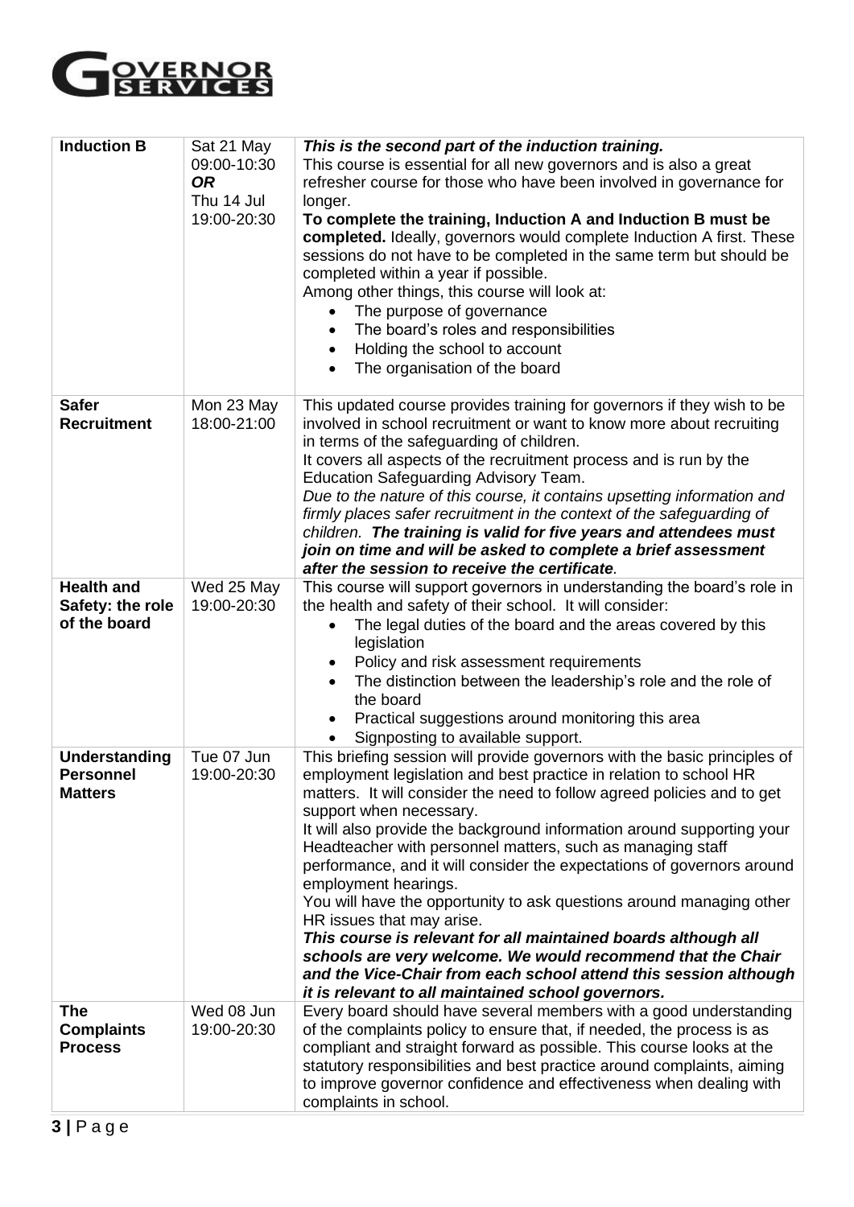GOVERNOR SERVICES

| | | |
|---|---|---|
| **Induction B** | Sat 21 May 09:00-10:30 ***OR*** Thu 14 Jul 19:00-20:30 | ***This is the second part of the induction training.*** This course is essential for all new governors and is also a great refresher course for those who have been involved in governance for longer. **To complete the training, Induction A and Induction B must be completed.** Ideally, governors would complete Induction A first. These sessions do not have to be completed in the same term but should be completed within a year if possible. Among other things, this course will look at: <br>• The purpose of governance <br>• The board's roles and responsibilities <br>• Holding the school to account <br>• The organisation of the board |
| **Safer Recruitment** | Mon 23 May 18:00-21:00 | This updated course provides training for governors if they wish to be involved in school recruitment or want to know more about recruiting in terms of the safeguarding of children. It covers all aspects of the recruitment process and is run by the Education Safeguarding Advisory Team. *Due to the nature of this course, it contains upsetting information and firmly places safer recruitment in the context of the safeguarding of children.* ***The training is valid for five years and attendees must join on time and will be asked to complete a brief assessment after the session to receive the certificate.*** |
| **Health and Safety: the role of the board** | Wed 25 May 19:00-20:30 | This course will support governors in understanding the board's role in the health and safety of their school. It will consider: <br>• The legal duties of the board and the areas covered by this legislation <br>• Policy and risk assessment requirements <br>• The distinction between the leadership's role and the role of the board <br>• Practical suggestions around monitoring this area <br>• Signposting to available support. |
| **Understanding Personnel Matters** | Tue 07 Jun 19:00-20:30 | This briefing session will provide governors with the basic principles of employment legislation and best practice in relation to school HR matters. It will consider the need to follow agreed policies and to get support when necessary. It will also provide the background information around supporting your Headteacher with personnel matters, such as managing staff performance, and it will consider the expectations of governors around employment hearings. You will have the opportunity to ask questions around managing other HR issues that may arise. ***This course is relevant for all maintained boards although all schools are very welcome. We would recommend that the Chair and the Vice-Chair from each school attend this session although it is relevant to all maintained school governors.*** |
| **The Complaints Process** | Wed 08 Jun 19:00-20:30 | Every board should have several members with a good understanding of the complaints policy to ensure that, if needed, the process is as compliant and straight forward as possible. This course looks at the statutory responsibilities and best practice around complaints, aiming to improve governor confidence and effectiveness when dealing with complaints in school. |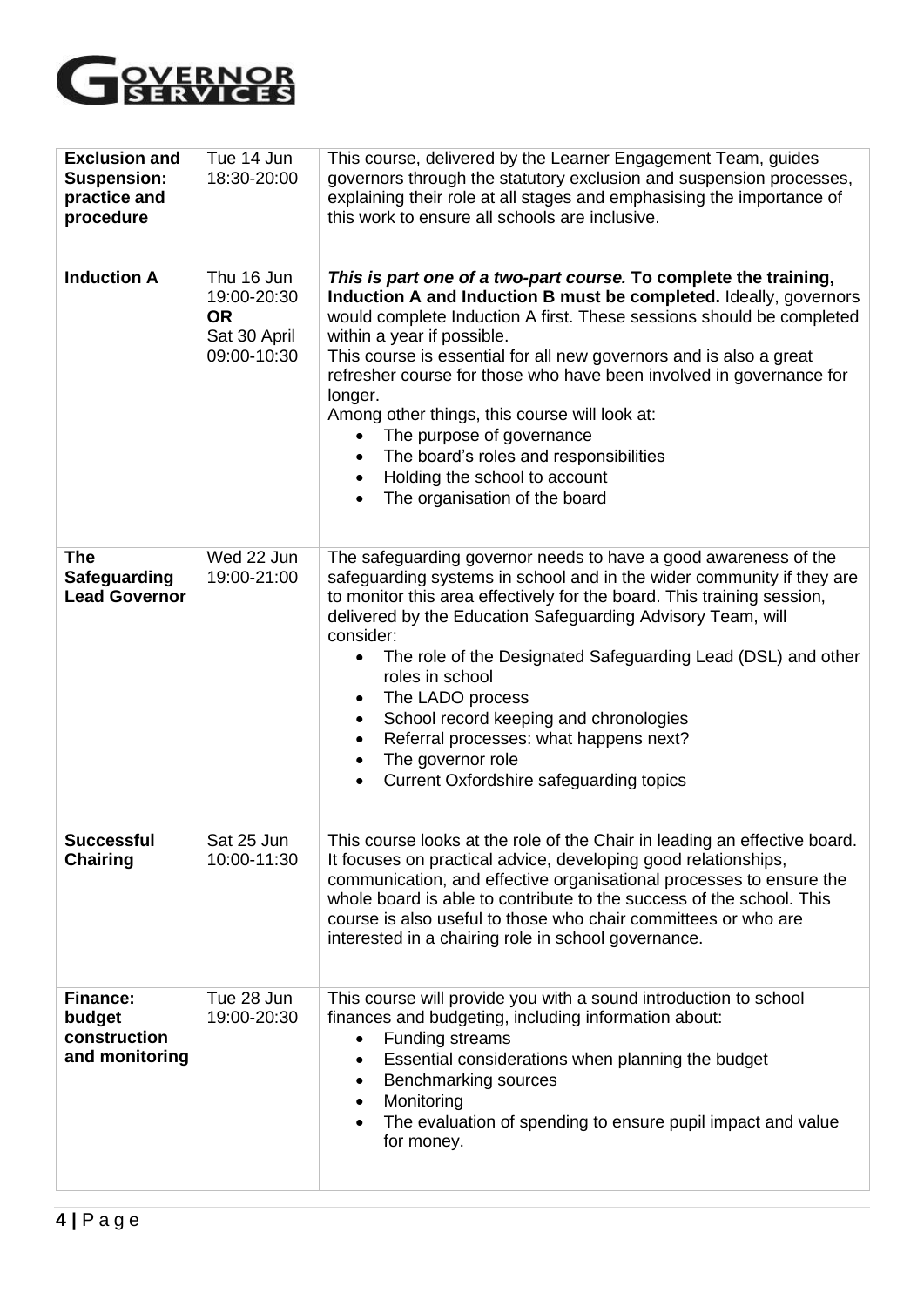| **Exclusion and Suspension: practice and procedure** | Tue 14 Jun 18:30-20:00 | This course, delivered by the Learner Engagement Team, guides governors through the statutory exclusion and suspension processes, explaining their role at all stages and emphasising the importance of this work to ensure all schools are inclusive. |
|---|---|---|
| **Induction A** | Thu 16 Jun 19:00-20:30 **OR** Sat 30 April 09:00-10:30 | ***This is part one of a two-part course.*** **To complete the training, Induction A and Induction B must be completed.** Ideally, governors would complete Induction A first. These sessions should be completed within a year if possible.<br>This course is essential for all new governors and is also a great refresher course for those who have been involved in governance for longer.<br>Among other things, this course will look at:<br>• The purpose of governance<br>• The board's roles and responsibilities<br>• Holding the school to account<br>• The organisation of the board |
| **The Safeguarding Lead Governor** | Wed 22 Jun 19:00-21:00 | The safeguarding governor needs to have a good awareness of the safeguarding systems in school and in the wider community if they are to monitor this area effectively for the board. This training session, delivered by the Education Safeguarding Advisory Team, will consider:<br>• The role of the Designated Safeguarding Lead (DSL) and other roles in school<br>• The LADO process<br>• School record keeping and chronologies<br>• Referral processes: what happens next?<br>• The governor role<br>• Current Oxfordshire safeguarding topics |
| **Successful Chairing** | Sat 25 Jun 10:00-11:30 | This course looks at the role of the Chair in leading an effective board. It focuses on practical advice, developing good relationships, communication, and effective organisational processes to ensure the whole board is able to contribute to the success of the school. This course is also useful to those who chair committees or who are interested in a chairing role in school governance. |
| **Finance: budget construction and monitoring** | Tue 28 Jun 19:00-20:30 | This course will provide you with a sound introduction to school finances and budgeting, including information about:<br>• Funding streams<br>• Essential considerations when planning the budget<br>• Benchmarking sources<br>• Monitoring<br>• The evaluation of spending to ensure pupil impact and value for money. |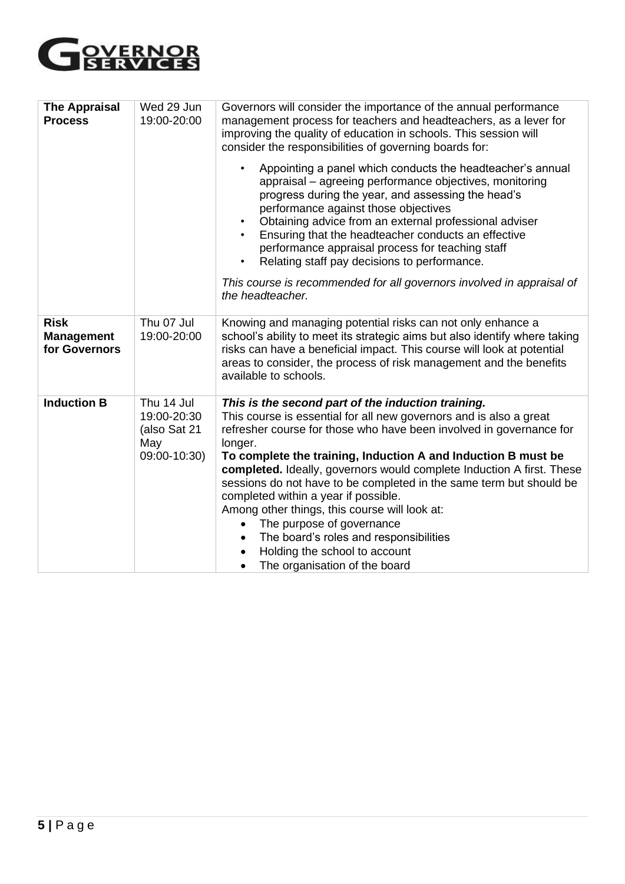| | | |
|---|---|---|
| **The Appraisal Process** | Wed 29 Jun<br>19:00-20:00 | Governors will consider the importance of the annual performance management process for teachers and headteachers, as a lever for improving the quality of education in schools. This session will consider the responsibilities of governing boards for:<br>• Appointing a panel which conducts the headteacher's annual appraisal – agreeing performance objectives, monitoring progress during the year, and assessing the head's performance against those objectives<br>• Obtaining advice from an external professional adviser<br>• Ensuring that the headteacher conducts an effective performance appraisal process for teaching staff<br>• Relating staff pay decisions to performance.<br>*This course is recommended for all governors involved in appraisal of the headteacher.* |
| **Risk Management for Governors** | Thu 07 Jul<br>19:00-20:00 | Knowing and managing potential risks can not only enhance a school's ability to meet its strategic aims but also identify where taking risks can have a beneficial impact. This course will look at potential areas to consider, the process of risk management and the benefits available to schools. |
| **Induction B** | Thu 14 Jul<br>19:00-20:30<br>(also Sat 21 May<br>09:00-10:30) | ***This is the second part of the induction training.***<br>This course is essential for all new governors and is also a great refresher course for those who have been involved in governance for longer.<br>**To complete the training, Induction A and Induction B must be completed.** Ideally, governors would complete Induction A first. These sessions do not have to be completed in the same term but should be completed within a year if possible.<br>Among other things, this course will look at:<br>• The purpose of governance<br>• The board's roles and responsibilities<br>• Holding the school to account<br>• The organisation of the board |